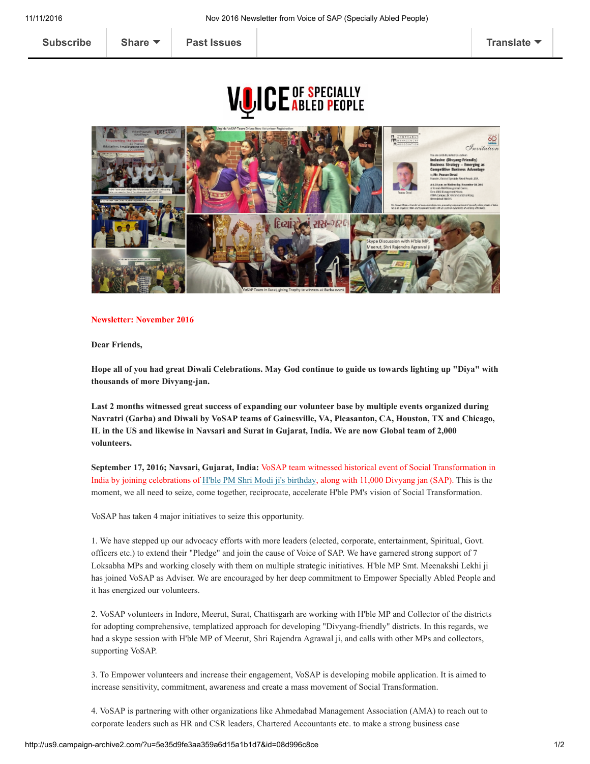Subscribe | Share | Past Issues | Translate

**Newsletter: November 2016**

**Dear Friends,**

**Hope all of you had great Diwali Celebrations. May God continue to guide us towards lighting up "Diya" with thousands of more Divyang-jan.**

**Last 2 months witnessed great success of expanding our volunteer base by multiple events organized during Navratri (Garba) and Diwali by VoSAP teams of Gainesville, VA, Pleasanton, CA, Houston, TX and Chicago, IL in the US and likewise in Navsari and Surat in Gujarat, India. We are now Global team of 2,000 volunteers.**

**September 17, 2016; Navsari, Gujarat, India:** VoSAP team witnessed historical event of Social Transformation in India by joining celebrations of H'ble PM Shri Modi ji's birthday, along with 11,000 Divyang jan (SAP). This is the moment, we all need to seize, come together, reciprocate, accelerate H'ble PM's vision of Social Transformation.

VoSAP has taken 4 major initiatives to seize this opportunity.

1. We have stepped up our advocacy efforts with more leaders (elected, corporate, entertainment, Spiritual, Govt. officers etc.) to extend their "Pledge" and join the cause of Voice of SAP. We have garnered strong support of 7 Loksabha MPs and working closely with them on multiple strategic initiatives. H'ble MP Smt. Meenakshi Lekhi ji has joined VoSAP as Adviser. We are encouraged by her deep commitment to Empower Specially Abled People and it has energized our volunteers.

2. VoSAP volunteers in Indore, Meerut, Surat, Chattisgarh are working with H'ble MP and Collector of the districts for adopting comprehensive, templatized approach for developing "Divyang-friendly" districts. In this regards, we had a skype session with H'ble MP of Meerut, Shri Rajendra Agrawal ji, and calls with other MPs and collectors, supporting VoSAP.

3. To Empower volunteers and increase their engagement, VoSAP is developing mobile application. It is aimed to increase sensitivity, commitment, awareness and create a mass movement of Social Transformation.

4. VoSAP is partnering with other organizations like Ahmedabad Management Association (AMA) to reach out to corporate leaders such as HR and CSR leaders, Chartered Accountants etc. to make a strong business case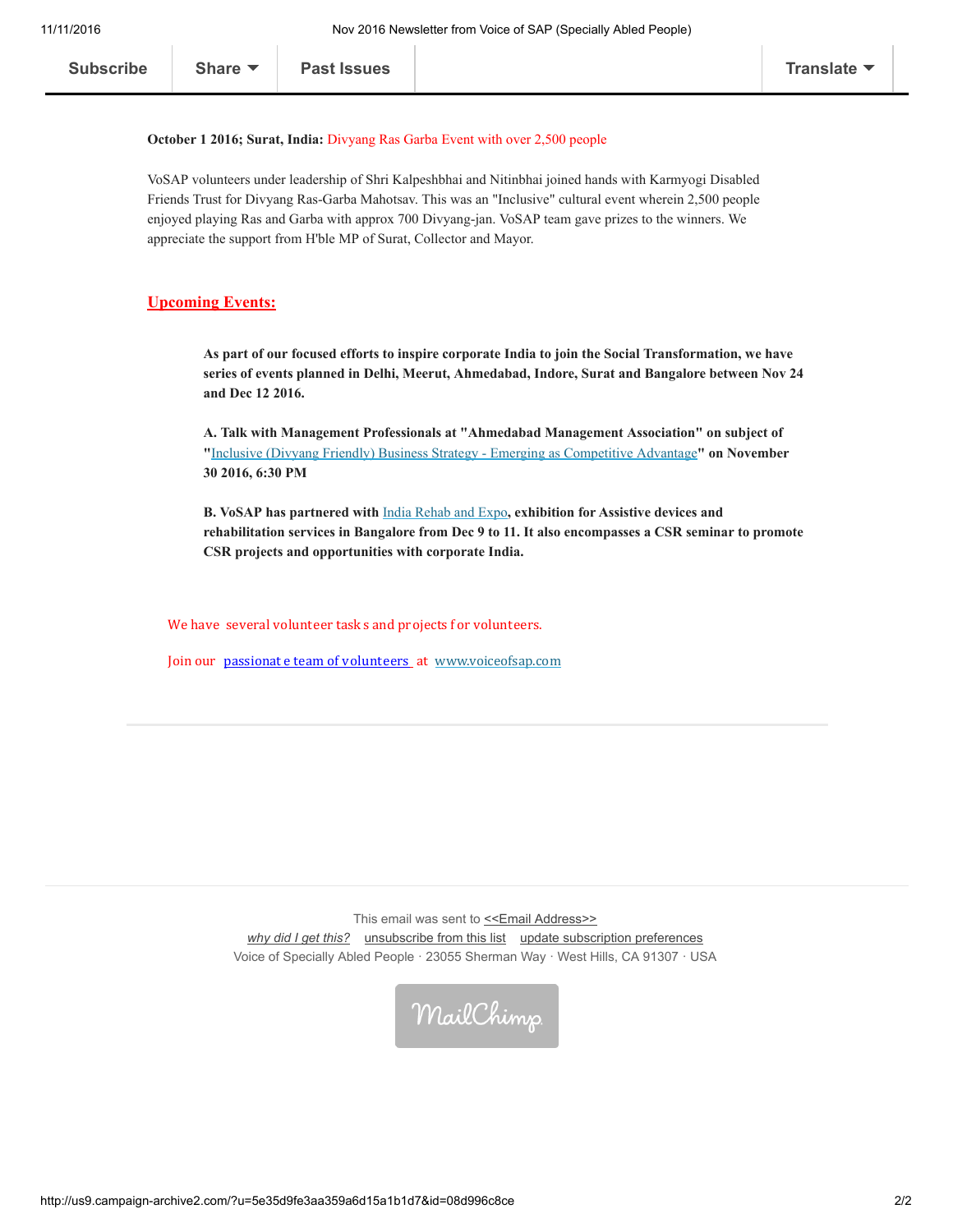**October 1 2016; Surat, India:** Divyang Ras Garba Event with over 2,500 people

VoSAP volunteers under leadership of Shri Kalpeshbhai and Nitinbhai joined hands with Karmyogi Disabled Friends Trust for Divyang Ras-Garba Mahotsav. This was an "Inclusive" cultural event wherein 2,500 people enjoyed playing Ras and Garba with approx 700 Divyang-jan. VoSAP team gave prizes to the winners. We appreciate the support from H'ble MP of Surat, Collector and Mayor.

## Upcoming Events:

**As part of our focused efforts to inspire corporate India to join the Social Transformation, we have series of events planned in Delhi, Meerut, Ahmedabad, Indore, Surat and Bangalore between Nov 24 and Dec 12 2016.**

**A. Talk with Management Professionals at "Ahmedabad Management Association" on subject of "Inclusive (Divyang Friendly) Business Strategy - Emerging as Competitive Advantage" on November 30 2016, 6:30 PM**

**B. VoSAP has partnered with India Rehab and Expo, exhibition for Assistive devices and rehabilitation services in Bangalore from Dec 9 to 11. It also encompasses a CSR seminar to promote CSR projects and opportunities with corporate India.**

We have several volunteer tasks and projects for volunteers.

Join our passionate team of volunteers at www.voiceofsap.com

This email was sent to <<Email Address>>

*why did I get this?* unsubscribe from this list update subscription preferences

Voice of Specially Abled People · 23055 Sherman Way · West Hills, CA 91307 · USA

MailChimp